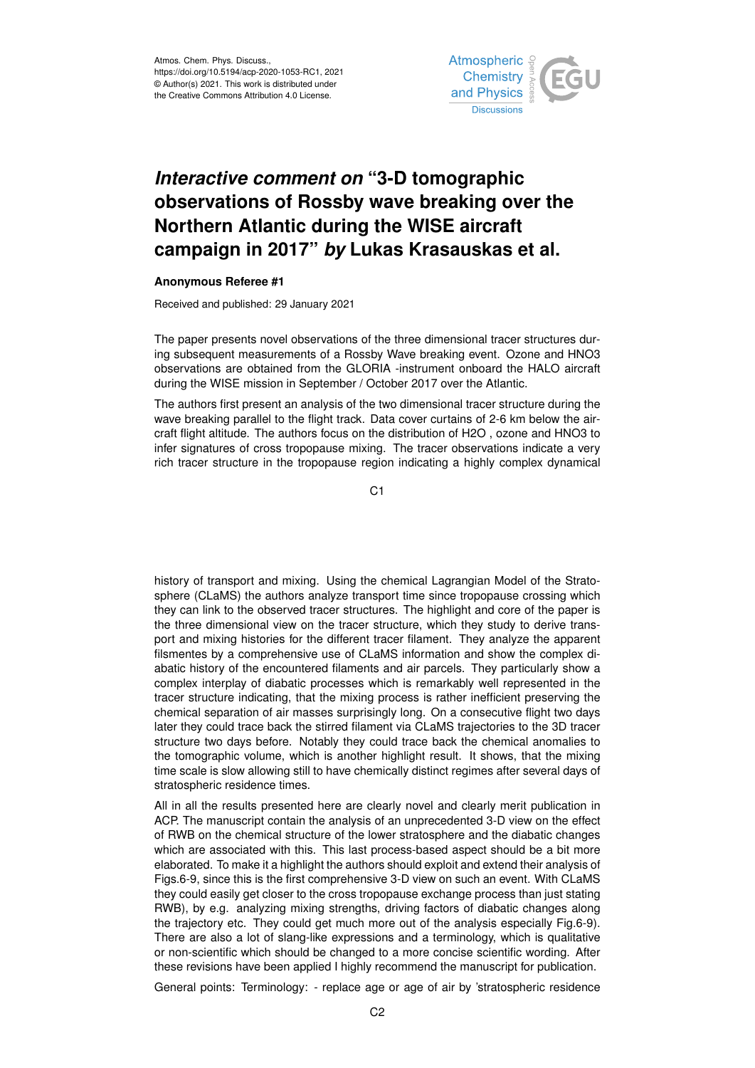# *Interactive comment on* "3-D tomographic observations of Rossby wave breaking over the Northern Atlantic during the WISE aircraft campaign in 2017" *by* Lukas Krasauskas et al.

**Anonymous Referee #1**

Received and published: 29 January 2021

The paper presents novel observations of the three dimensional tracer structures during subsequent measurements of a Rossby Wave breaking event. Ozone and HNO3 observations are obtained from the GLORIA -instrument onboard the HALO aircraft during the WISE mission in September / October 2017 over the Atlantic.

The authors first present an analysis of the two dimensional tracer structure during the wave breaking parallel to the flight track. Data cover curtains of 2-6 km below the aircraft flight altitude. The authors focus on the distribution of H2O , ozone and HNO3 to infer signatures of cross tropopause mixing. The tracer observations indicate a very rich tracer structure in the tropopause region indicating a highly complex dynamical history of transport and mixing. Using the chemical Lagrangian Model of the Stratosphere (CLaMS) the authors analyze transport time since tropopause crossing which they can link to the observed tracer structures. The highlight and core of the paper is the three dimensional view on the tracer structure, which they study to derive transport and mixing histories for the different tracer filament. They analyze the apparent filsmentes by a comprehensive use of CLaMS information and show the complex diabatic history of the encountered filaments and air parcels. They particularly show a complex interplay of diabatic processes which is remarkably well represented in the tracer structure indicating, that the mixing process is rather inefficient preserving the chemical separation of air masses surprisingly long. On a consecutive flight two days later they could trace back the stirred filament via CLaMS trajectories to the 3D tracer structure two days before. Notably they could trace back the chemical anomalies to the tomographic volume, which is another highlight result. It shows, that the mixing time scale is slow allowing still to have chemically distinct regimes after several days of stratospheric residence times.

All in all the results presented here are clearly novel and clearly merit publication in ACP. The manuscript contain the analysis of an unprecedented 3-D view on the effect of RWB on the chemical structure of the lower stratosphere and the diabatic changes which are associated with this. This last process-based aspect should be a bit more elaborated. To make it a highlight the authors should exploit and extend their analysis of Figs.6-9, since this is the first comprehensive 3-D view on such an event. With CLaMS they could easily get closer to the cross tropopause exchange process than just stating RWB), by e.g. analyzing mixing strengths, driving factors of diabatic changes along the trajectory etc. They could get much more out of the analysis especially Fig.6-9). There are also a lot of slang-like expressions and a terminology, which is qualitative or non-scientific which should be changed to a more concise scientific wording. After these revisions have been applied I highly recommend the manuscript for publication.

General points: Terminology: - replace age or age of air by 'stratospheric residence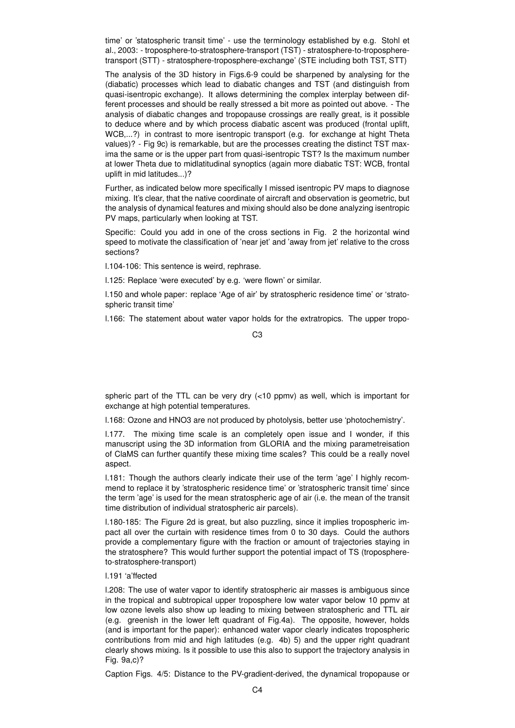time' or 'statospheric transit time' - use the terminology established by e.g. Stohl et al., 2003: - troposphere-to-stratosphere-transport (TST) - stratosphere-to-troposphere-transport (STT) - stratosphere-troposphere-exchange' (STE including both TST, STT)

The analysis of the 3D history in Figs.6-9 could be sharpened by analysing for the (diabatic) processes which lead to diabatic changes and TST (and distinguish from quasi-isentropic exchange). It allows determining the complex interplay between different processes and should be really stressed a bit more as pointed out above. - The analysis of diabatic changes and tropopause crossings are really great, is it possible to deduce where and by which process diabatic ascent was produced (frontal uplift, WCB,...?) in contrast to more isentropic transport (e.g. for exchange at hight Theta values)? - Fig 9c) is remarkable, but are the processes creating the distinct TST maxima the same or is the upper part from quasi-isentropic TST? Is the maximum number at lower Theta due to midlatitudinal synoptics (again more diabatic TST: WCB, frontal uplift in mid latitudes...)?

Further, as indicated below more specifically I missed isentropic PV maps to diagnose mixing. It's clear, that the native coordinate of aircraft and observation is geometric, but the analysis of dynamical features and mixing should also be done analyzing isentropic PV maps, particularly when looking at TST.

Specific: Could you add in one of the cross sections in Fig. 2 the horizontal wind speed to motivate the classification of 'near jet' and 'away from jet' relative to the cross sections?

l.104-106: This sentence is weird, rephrase.

l.125: Replace 'were executed' by e.g. 'were flown' or similar.

l.150 and whole paper: replace 'Age of air' by stratospheric residence time' or 'stratospheric transit time'

l.166: The statement about water vapor holds for the extratropics. The upper tropospheric part of the TTL can be very dry (<10 ppmv) as well, which is important for exchange at high potential temperatures.

l.168: Ozone and HNO3 are not produced by photolysis, better use 'photochemistry'.

l.177. The mixing time scale is an completely open issue and I wonder, if this manuscript using the 3D information from GLORIA and the mixing parametreisation of ClaMS can further quantify these mixing time scales? This could be a really novel aspect.

l.181: Though the authors clearly indicate their use of the term 'age' I highly recommend to replace it by 'stratospheric residence time' or 'stratospheric transit time' since the term 'age' is used for the mean stratospheric age of air (i.e. the mean of the transit time distribution of individual stratospheric air parcels).

l.180-185: The Figure 2d is great, but also puzzling, since it implies tropospheric impact all over the curtain with residence times from 0 to 30 days. Could the authors provide a complementary figure with the fraction or amount of trajectories staying in the stratosphere? This would further support the potential impact of TS (troposphere-to-stratosphere-transport)

l.191 'a'ffected

l.208: The use of water vapor to identify stratospheric air masses is ambiguous since in the tropical and subtropical upper troposphere low water vapor below 10 ppmv at low ozone levels also show up leading to mixing between stratospheric and TTL air (e.g. greenish in the lower left quadrant of Fig.4a). The opposite, however, holds (and is important for the paper): enhanced water vapor clearly indicates tropospheric contributions from mid and high latitudes (e.g. 4b) 5) and the upper right quadrant clearly shows mixing. Is it possible to use this also to support the trajectory analysis in Fig. 9a,c)?

Caption Figs. 4/5: Distance to the PV-gradient-derived, the dynamical tropopause or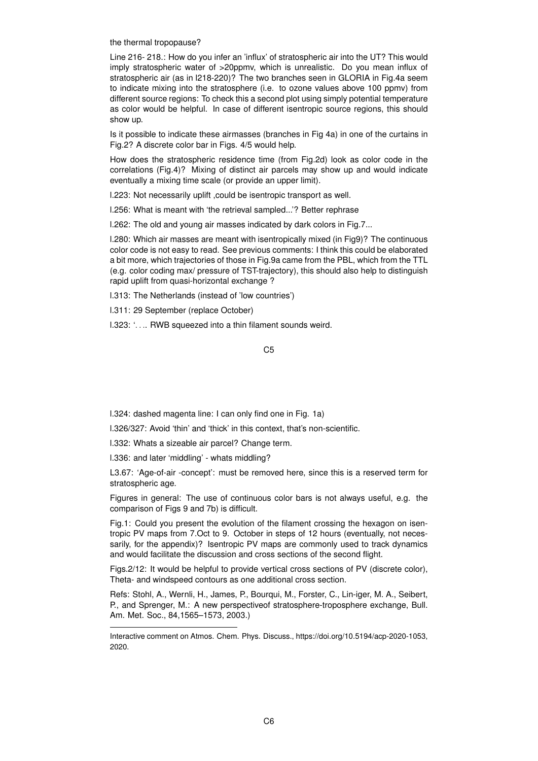the thermal tropopause?

Line 216- 218.: How do you infer an 'influx' of stratospheric air into the UT? This would imply stratospheric water of >20ppmv, which is unrealistic. Do you mean influx of stratospheric air (as in l218-220)? The two branches seen in GLORIA in Fig.4a seem to indicate mixing into the stratosphere (i.e. to ozone values above 100 ppmv) from different source regions: To check this a second plot using simply potential temperature as color would be helpful. In case of different isentropic source regions, this should show up.

Is it possible to indicate these airmasses (branches in Fig 4a) in one of the curtains in Fig.2? A discrete color bar in Figs. 4/5 would help.

How does the stratospheric residence time (from Fig.2d) look as color code in the correlations (Fig.4)? Mixing of distinct air parcels may show up and would indicate eventually a mixing time scale (or provide an upper limit).

l.223: Not necessarily uplift ,could be isentropic transport as well.

l.256: What is meant with 'the retrieval sampled...'? Better rephrase

l.262: The old and young air masses indicated by dark colors in Fig.7...

l.280: Which air masses are meant with isentropically mixed (in Fig9)? The continuous color code is not easy to read. See previous comments: I think this could be elaborated a bit more, which trajectories of those in Fig.9a came from the PBL, which from the TTL (e.g. color coding max/ pressure of TST-trajectory), this should also help to distinguish rapid uplift from quasi-horizontal exchange ?

l.313: The Netherlands (instead of 'low countries')

l.311: 29 September (replace October)

l.323: '. . .. RWB squeezed into a thin filament sounds weird.

l.324: dashed magenta line: I can only find one in Fig. 1a)

l.326/327: Avoid 'thin' and 'thick' in this context, that's non-scientific.

l.332: Whats a sizeable air parcel? Change term.

l.336: and later 'middling' - whats middling?

L3.67: 'Age-of-air -concept': must be removed here, since this is a reserved term for stratospheric age.

Figures in general: The use of continuous color bars is not always useful, e.g. the comparison of Figs 9 and 7b) is difficult.

Fig.1: Could you present the evolution of the filament crossing the hexagon on isentropic PV maps from 7.Oct to 9. October in steps of 12 hours (eventually, not necessarily, for the appendix)? Isentropic PV maps are commonly used to track dynamics and would facilitate the discussion and cross sections of the second flight.

Figs.2/12: It would be helpful to provide vertical cross sections of PV (discrete color), Theta- and windspeed contours as one additional cross section.

Refs: Stohl, A., Wernli, H., James, P., Bourqui, M., Forster, C., Lin-iger, M. A., Seibert, P., and Sprenger, M.: A new perspectiveof stratosphere-troposphere exchange, Bull. Am. Met. Soc., 84,1565–1573, 2003.)

---

Interactive comment on Atmos. Chem. Phys. Discuss., https://doi.org/10.5194/acp-2020-1053, 2020.